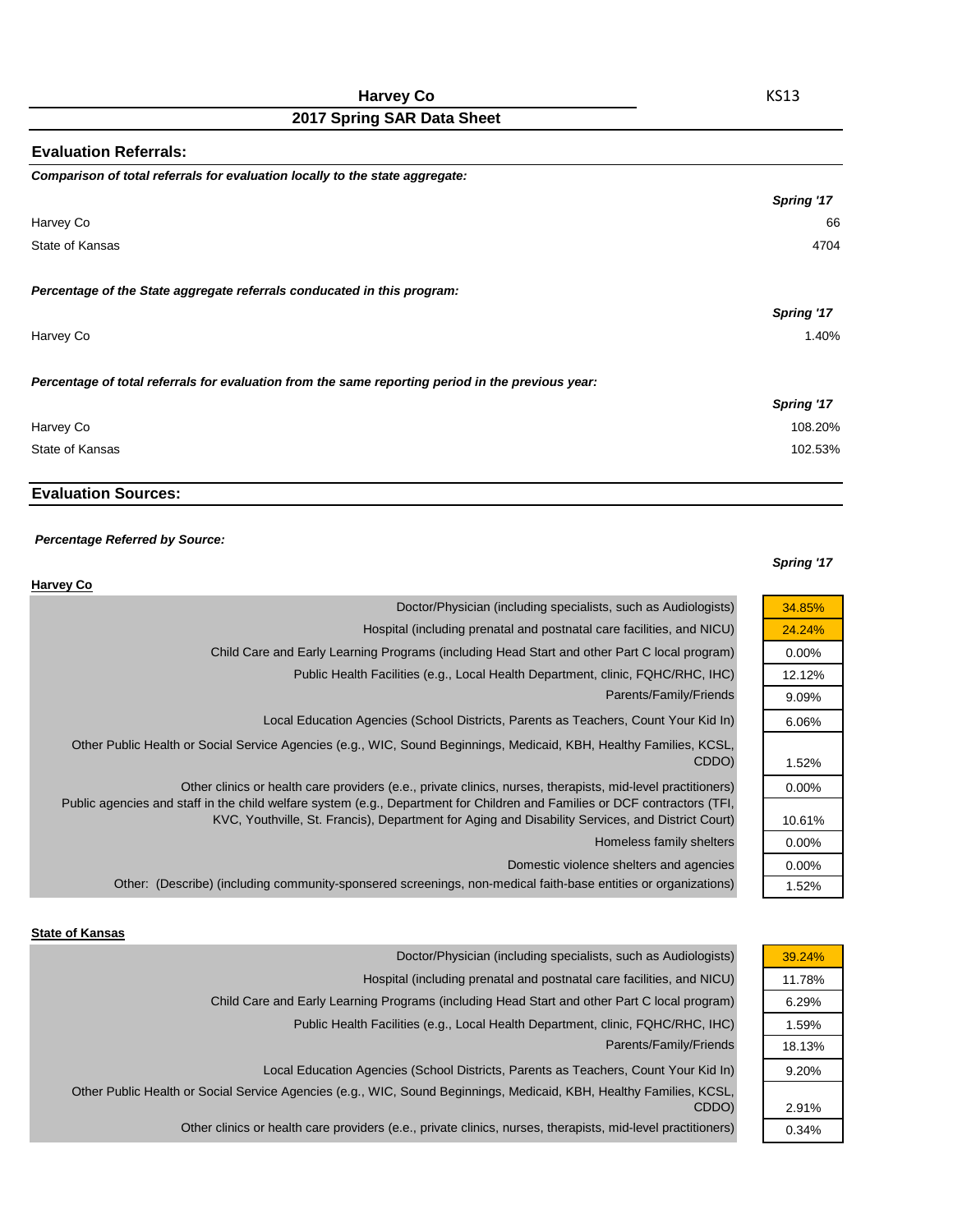# Harvey Co

## 2017 Spring SAR Data Sheet

KS13

## Evaluation Referrals:

***Comparison of total referrals for evaluation locally to the state aggregate:***

| | *Spring '17* |
|---|---|
| Harvey Co | 66 |
| State of Kansas | 4704 |

***Percentage of the State aggregate referrals conducated in this program:***

| | *Spring '17* |
|---|---|
| Harvey Co | 1.40% |

***Percentage of total referrals for evaluation from the same reporting period in the previous year:***

| | *Spring '17* |
|---|---|
| Harvey Co | 108.20% |
| State of Kansas | 102.53% |

## Evaluation Sources:

***Percentage Referred by Source:***

**Harvey Co**

| | *Spring '17* |
|---|---|
| Doctor/Physician (including specialists, such as Audiologists) | 34.85% |
| Hospital (including prenatal and postnatal care facilities, and NICU) | 24.24% |
| Child Care and Early Learning Programs (including Head Start and other Part C local program) | 0.00% |
| Public Health Facilities (e.g., Local Health Department, clinic, FQHC/RHC, IHC) | 12.12% |
| Parents/Family/Friends | 9.09% |
| Local Education Agencies (School Districts, Parents as Teachers, Count Your Kid In) | 6.06% |
| Other Public Health or Social Service Agencies (e.g., WIC, Sound Beginnings, Medicaid, KBH, Healthy Families, KCSL, CDDO) | 1.52% |
| Other clinics or health care providers (e.e., private clinics, nurses, therapists, mid-level practitioners) | 0.00% |
| Public agencies and staff in the child welfare system (e.g., Department for Children and Families or DCF contractors (TFI, KVC, Youthville, St. Francis), Department for Aging and Disability Services, and District Court) | 10.61% |
| Homeless family shelters | 0.00% |
| Domestic violence shelters and agencies | 0.00% |
| Other: (Describe) (including community-sponsered screenings, non-medical faith-base entities or organizations) | 1.52% |

**State of Kansas**

| | *Spring '17* |
|---|---|
| Doctor/Physician (including specialists, such as Audiologists) | 39.24% |
| Hospital (including prenatal and postnatal care facilities, and NICU) | 11.78% |
| Child Care and Early Learning Programs (including Head Start and other Part C local program) | 6.29% |
| Public Health Facilities (e.g., Local Health Department, clinic, FQHC/RHC, IHC) | 1.59% |
| Parents/Family/Friends | 18.13% |
| Local Education Agencies (School Districts, Parents as Teachers, Count Your Kid In) | 9.20% |
| Other Public Health or Social Service Agencies (e.g., WIC, Sound Beginnings, Medicaid, KBH, Healthy Families, KCSL, CDDO) | 2.91% |
| Other clinics or health care providers (e.e., private clinics, nurses, therapists, mid-level practitioners) | 0.34% |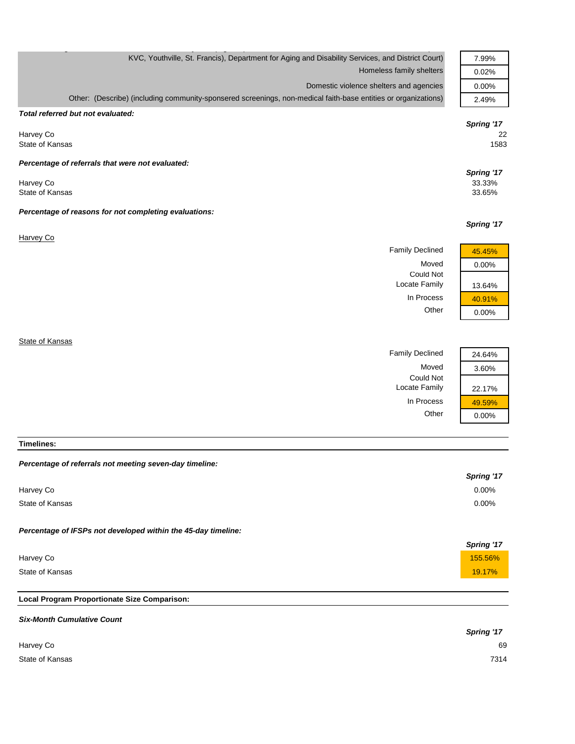| | |
|---|---|
| KVC, Youthville, St. Francis), Department for Aging and Disability Services, and District Court) | 7.99% |
| Homeless family shelters | 0.02% |
| Domestic violence shelters and agencies | 0.00% |
| Other: (Describe) (including community-sponsered screenings, non-medical faith-base entities or organizations) | 2.49% |

***Total referred but not evaluated:***

| | Spring '17 |
|---|---|
| Harvey Co | 22 |
| State of Kansas | 1583 |

***Percentage of referrals that were not evaluated:***

| | Spring '17 |
|---|---|
| Harvey Co | 33.33% |
| State of Kansas | 33.65% |

***Percentage of reasons for not completing evaluations:***

**Spring '17**

Harvey Co

| | |
|---|---|
| Family Declined | 45.45% |
| Moved | 0.00% |
| Could Not Locate Family | 13.64% |
| In Process | 40.91% |
| Other | 0.00% |

State of Kansas

| | |
|---|---|
| Family Declined | 24.64% |
| Moved | 3.60% |
| Could Not Locate Family | 22.17% |
| In Process | 49.59% |
| Other | 0.00% |

**Timelines:**

***Percentage of referrals not meeting seven-day timeline:***

| | Spring '17 |
|---|---|
| Harvey Co | 0.00% |
| State of Kansas | 0.00% |

***Percentage of IFSPs not developed within the 45-day timeline:***

| | Spring '17 |
|---|---|
| Harvey Co | 155.56% |
| State of Kansas | 19.17% |

**Local Program Proportionate Size Comparison:**

***Six-Month Cumulative Count***

| | Spring '17 |
|---|---|
| Harvey Co | 69 |
| State of Kansas | 7314 |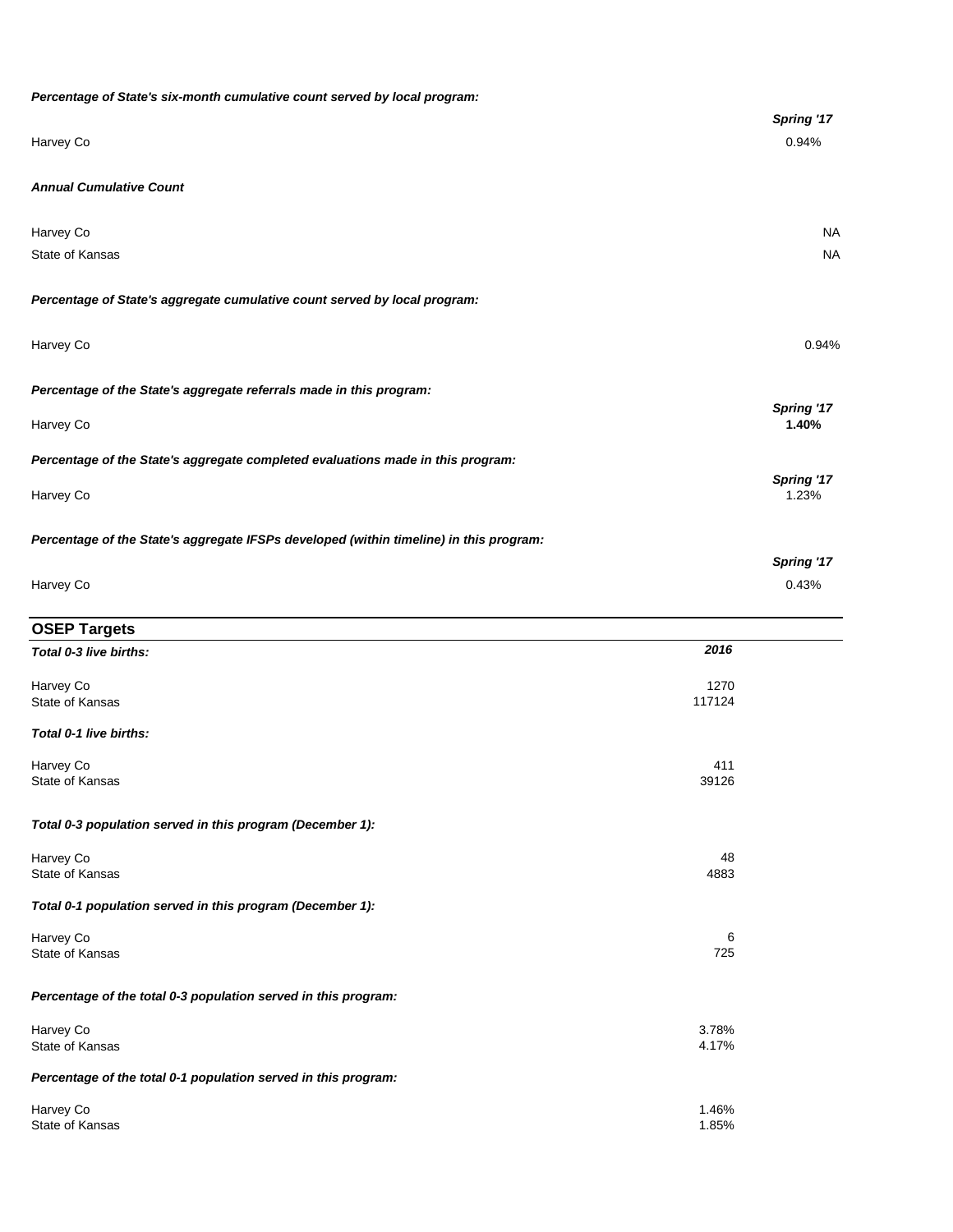***Percentage of State's six-month cumulative count served by local program:***

| | ***Spring '17*** |
|---|---|
| Harvey Co | 0.94% |

***Annual Cumulative Count***

| | |
|---|---|
| Harvey Co | NA |
| State of Kansas | NA |

***Percentage of State's aggregate cumulative count served by local program:***

| | |
|---|---|
| Harvey Co | 0.94% |

***Percentage of the State's aggregate referrals made in this program:***

| | ***Spring '17*** |
|---|---|
| Harvey Co | **1.40%** |

***Percentage of the State's aggregate completed evaluations made in this program:***

| | ***Spring '17*** |
|---|---|
| Harvey Co | 1.23% |

***Percentage of the State's aggregate IFSPs developed (within timeline) in this program:***

| | ***Spring '17*** |
|---|---|
| Harvey Co | 0.43% |

## OSEP Targets

| ***Total 0-3 live births:*** | ***2016*** |
|---|---|
| Harvey Co | 1270 |
| State of Kansas | 117124 |

***Total 0-1 live births:***

| | |
|---|---|
| Harvey Co | 411 |
| State of Kansas | 39126 |

***Total 0-3 population served in this program (December 1):***

| | |
|---|---|
| Harvey Co | 48 |
| State of Kansas | 4883 |

***Total 0-1 population served in this program (December 1):***

| | |
|---|---|
| Harvey Co | 6 |
| State of Kansas | 725 |

***Percentage of the total 0-3 population served in this program:***

| | |
|---|---|
| Harvey Co | 3.78% |
| State of Kansas | 4.17% |

***Percentage of the total 0-1 population served in this program:***

| | |
|---|---|
| Harvey Co | 1.46% |
| State of Kansas | 1.85% |